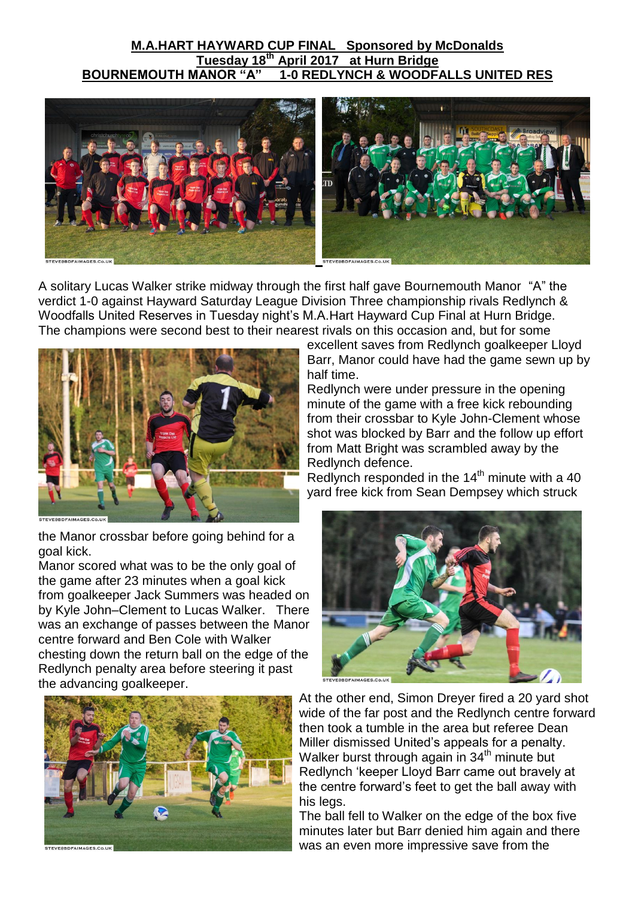**M.A.HART HAYWARD CUP FINAL Sponsored by McDonalds**
**Tuesday 18th April 2017 at Hurn Bridge**
**BOURNEMOUTH MANOR "A" 1-0 REDLYNCH & WOODFALLS UNITED RES**

A solitary Lucas Walker strike midway through the first half gave Bournemouth Manor "A" the verdict 1-0 against Hayward Saturday League Division Three championship rivals Redlynch & Woodfalls United Reserves in Tuesday night's M.A.Hart Hayward Cup Final at Hurn Bridge. The champions were second best to their nearest rivals on this occasion and, but for some excellent saves from Redlynch goalkeeper Lloyd Barr, Manor could have had the game sewn up by half time.

Redlynch were under pressure in the opening minute of the game with a free kick rebounding from their crossbar to Kyle John-Clement whose shot was blocked by Barr and the follow up effort from Matt Bright was scrambled away by the Redlynch defence.

Redlynch responded in the 14th minute with a 40 yard free kick from Sean Dempsey which struck the Manor crossbar before going behind for a goal kick.

Manor scored what was to be the only goal of the game after 23 minutes when a goal kick from goalkeeper Jack Summers was headed on by Kyle John–Clement to Lucas Walker. There was an exchange of passes between the Manor centre forward and Ben Cole with Walker chesting down the return ball on the edge of the Redlynch penalty area before steering it past the advancing goalkeeper.

At the other end, Simon Dreyer fired a 20 yard shot wide of the far post and the Redlynch centre forward then took a tumble in the area but referee Dean Miller dismissed United's appeals for a penalty.

Walker burst through again in 34th minute but Redlynch 'keeper Lloyd Barr came out bravely at the centre forward's feet to get the ball away with his legs.

The ball fell to Walker on the edge of the box five minutes later but Barr denied him again and there was an even more impressive save from the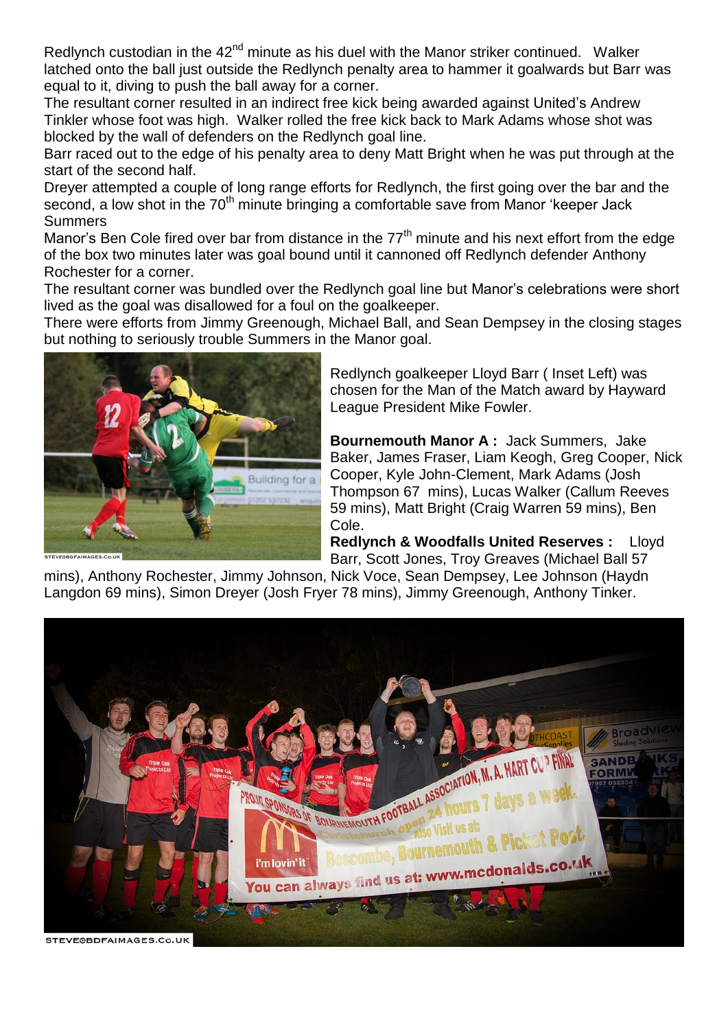Redlynch custodian in the 42nd minute as his duel with the Manor striker continued. Walker latched onto the ball just outside the Redlynch penalty area to hammer it goalwards but Barr was equal to it, diving to push the ball away for a corner.

The resultant corner resulted in an indirect free kick being awarded against United's Andrew Tinkler whose foot was high. Walker rolled the free kick back to Mark Adams whose shot was blocked by the wall of defenders on the Redlynch goal line.

Barr raced out to the edge of his penalty area to deny Matt Bright when he was put through at the start of the second half.

Dreyer attempted a couple of long range efforts for Redlynch, the first going over the bar and the second, a low shot in the 70th minute bringing a comfortable save from Manor 'keeper Jack Summers

Manor's Ben Cole fired over bar from distance in the 77th minute and his next effort from the edge of the box two minutes later was goal bound until it cannoned off Redlynch defender Anthony Rochester for a corner.

The resultant corner was bundled over the Redlynch goal line but Manor's celebrations were short lived as the goal was disallowed for a foul on the goalkeeper.

There were efforts from Jimmy Greenough, Michael Ball, and Sean Dempsey in the closing stages but nothing to seriously trouble Summers in the Manor goal.

Redlynch goalkeeper Lloyd Barr ( Inset Left) was chosen for the Man of the Match award by Hayward League President Mike Fowler.

**Bournemouth Manor A :** Jack Summers, Jake Baker, James Fraser, Liam Keogh, Greg Cooper, Nick Cooper, Kyle John-Clement, Mark Adams (Josh Thompson 67 mins), Lucas Walker (Callum Reeves 59 mins), Matt Bright (Craig Warren 59 mins), Ben Cole.

**Redlynch & Woodfalls United Reserves :** Lloyd Barr, Scott Jones, Troy Greaves (Michael Ball 57 mins), Anthony Rochester, Jimmy Johnson, Nick Voce, Sean Dempsey, Lee Johnson (Haydn Langdon 69 mins), Simon Dreyer (Josh Fryer 78 mins), Jimmy Greenough, Anthony Tinker.